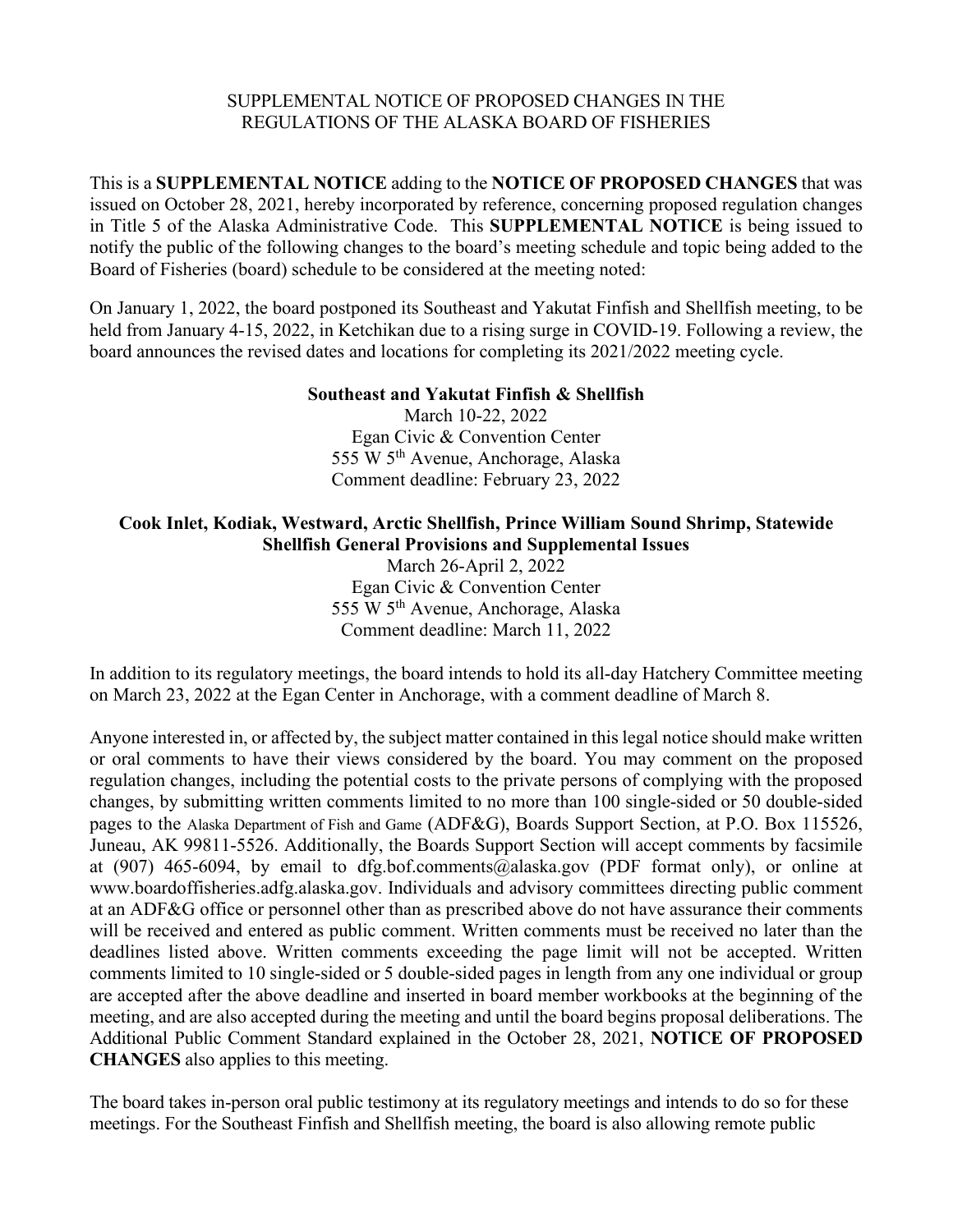# SUPPLEMENTAL NOTICE OF PROPOSED CHANGES IN THE REGULATIONS OF THE ALASKA BOARD OF FISHERIES

This is a **SUPPLEMENTAL NOTICE** adding to the **NOTICE OF PROPOSED CHANGES** that was issued on October 28, 2021, hereby incorporated by reference, concerning proposed regulation changes in Title 5 of the Alaska Administrative Code. This **SUPPLEMENTAL NOTICE** is being issued to notify the public of the following changes to the board's meeting schedule and topic being added to the Board of Fisheries (board) schedule to be considered at the meeting noted:

On January 1, 2022, the board postponed its Southeast and Yakutat Finfish and Shellfish meeting, to be held from January 4-15, 2022, in Ketchikan due to a rising surge in COVID-19. Following a review, the board announces the revised dates and locations for completing its 2021/2022 meeting cycle.

**Southeast and Yakutat Finfish & Shellfish**
March 10-22, 2022
Egan Civic & Convention Center
555 W 5th Avenue, Anchorage, Alaska
Comment deadline: February 23, 2022

**Cook Inlet, Kodiak, Westward, Arctic Shellfish, Prince William Sound Shrimp, Statewide Shellfish General Provisions and Supplemental Issues**
March 26-April 2, 2022
Egan Civic & Convention Center
555 W 5th Avenue, Anchorage, Alaska
Comment deadline: March 11, 2022

In addition to its regulatory meetings, the board intends to hold its all-day Hatchery Committee meeting on March 23, 2022 at the Egan Center in Anchorage, with a comment deadline of March 8.

Anyone interested in, or affected by, the subject matter contained in this legal notice should make written or oral comments to have their views considered by the board. You may comment on the proposed regulation changes, including the potential costs to the private persons of complying with the proposed changes, by submitting written comments limited to no more than 100 single-sided or 50 double-sided pages to the Alaska Department of Fish and Game (ADF&G), Boards Support Section, at P.O. Box 115526, Juneau, AK 99811-5526. Additionally, the Boards Support Section will accept comments by facsimile at (907) 465-6094, by email to dfg.bof.comments@alaska.gov (PDF format only), or online at www.boardoffisheries.adfg.alaska.gov. Individuals and advisory committees directing public comment at an ADF&G office or personnel other than as prescribed above do not have assurance their comments will be received and entered as public comment. Written comments must be received no later than the deadlines listed above. Written comments exceeding the page limit will not be accepted. Written comments limited to 10 single-sided or 5 double-sided pages in length from any one individual or group are accepted after the above deadline and inserted in board member workbooks at the beginning of the meeting, and are also accepted during the meeting and until the board begins proposal deliberations. The Additional Public Comment Standard explained in the October 28, 2021, **NOTICE OF PROPOSED CHANGES** also applies to this meeting.

The board takes in-person oral public testimony at its regulatory meetings and intends to do so for these meetings. For the Southeast Finfish and Shellfish meeting, the board is also allowing remote public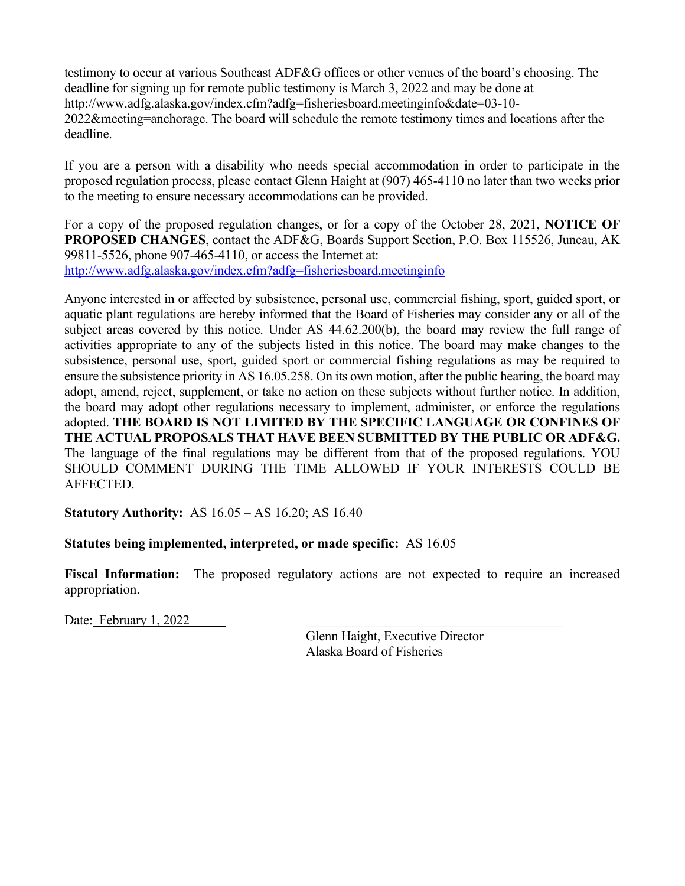testimony to occur at various Southeast ADF&G offices or other venues of the board's choosing. The deadline for signing up for remote public testimony is March 3, 2022 and may be done at http://www.adfg.alaska.gov/index.cfm?adfg=fisheriesboard.meetinginfo&date=03-10-2022&meeting=anchorage. The board will schedule the remote testimony times and locations after the deadline.

If you are a person with a disability who needs special accommodation in order to participate in the proposed regulation process, please contact Glenn Haight at (907) 465-4110 no later than two weeks prior to the meeting to ensure necessary accommodations can be provided.

For a copy of the proposed regulation changes, or for a copy of the October 28, 2021, **NOTICE OF PROPOSED CHANGES**, contact the ADF&G, Boards Support Section, P.O. Box 115526, Juneau, AK 99811-5526, phone 907-465-4110, or access the Internet at: http://www.adfg.alaska.gov/index.cfm?adfg=fisheriesboard.meetinginfo

Anyone interested in or affected by subsistence, personal use, commercial fishing, sport, guided sport, or aquatic plant regulations are hereby informed that the Board of Fisheries may consider any or all of the subject areas covered by this notice. Under AS 44.62.200(b), the board may review the full range of activities appropriate to any of the subjects listed in this notice. The board may make changes to the subsistence, personal use, sport, guided sport or commercial fishing regulations as may be required to ensure the subsistence priority in AS 16.05.258. On its own motion, after the public hearing, the board may adopt, amend, reject, supplement, or take no action on these subjects without further notice. In addition, the board may adopt other regulations necessary to implement, administer, or enforce the regulations adopted. **THE BOARD IS NOT LIMITED BY THE SPECIFIC LANGUAGE OR CONFINES OF THE ACTUAL PROPOSALS THAT HAVE BEEN SUBMITTED BY THE PUBLIC OR ADF&G.** The language of the final regulations may be different from that of the proposed regulations. YOU SHOULD COMMENT DURING THE TIME ALLOWED IF YOUR INTERESTS COULD BE AFFECTED.

**Statutory Authority:** AS 16.05 – AS 16.20; AS 16.40

**Statutes being implemented, interpreted, or made specific:** AS 16.05

**Fiscal Information:** The proposed regulatory actions are not expected to require an increased appropriation.

Date: February 1, 2022

Glenn Haight, Executive Director
Alaska Board of Fisheries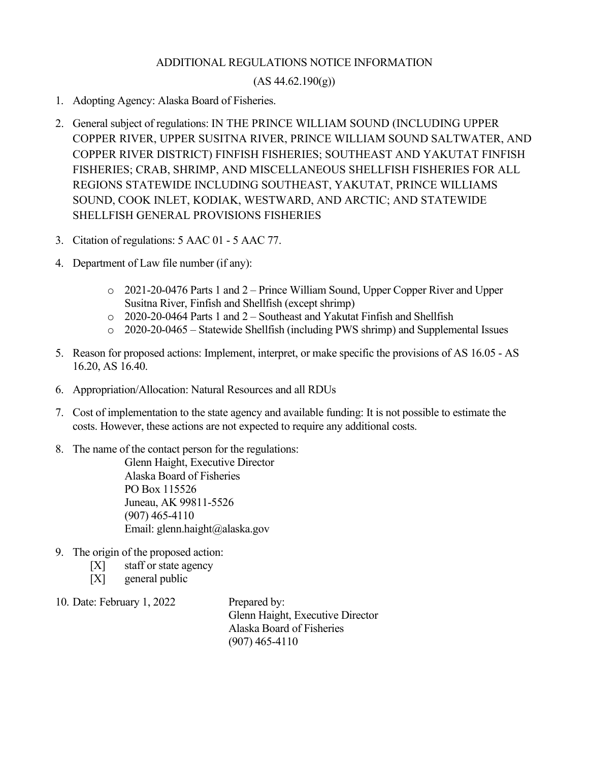ADDITIONAL REGULATIONS NOTICE INFORMATION

(AS 44.62.190(g))

1. Adopting Agency: Alaska Board of Fisheries.

2. General subject of regulations: IN THE PRINCE WILLIAM SOUND (INCLUDING UPPER COPPER RIVER, UPPER SUSITNA RIVER, PRINCE WILLIAM SOUND SALTWATER, AND COPPER RIVER DISTRICT) FINFISH FISHERIES; SOUTHEAST AND YAKUTAT FINFISH FISHERIES; CRAB, SHRIMP, AND MISCELLANEOUS SHELLFISH FISHERIES FOR ALL REGIONS STATEWIDE INCLUDING SOUTHEAST, YAKUTAT, PRINCE WILLIAMS SOUND, COOK INLET, KODIAK, WESTWARD, AND ARCTIC; AND STATEWIDE SHELLFISH GENERAL PROVISIONS FISHERIES

3. Citation of regulations: 5 AAC 01 - 5 AAC 77.

4. Department of Law file number (if any):

   - 2021-20-0476 Parts 1 and 2 – Prince William Sound, Upper Copper River and Upper Susitna River, Finfish and Shellfish (except shrimp)
   - 2020-20-0464 Parts 1 and 2 – Southeast and Yakutat Finfish and Shellfish
   - 2020-20-0465 – Statewide Shellfish (including PWS shrimp) and Supplemental Issues

5. Reason for proposed actions: Implement, interpret, or make specific the provisions of AS 16.05 - AS 16.20, AS 16.40.

6. Appropriation/Allocation: Natural Resources and all RDUs

7. Cost of implementation to the state agency and available funding: It is not possible to estimate the costs. However, these actions are not expected to require any additional costs.

8. The name of the contact person for the regulations:

   Glenn Haight, Executive Director
   Alaska Board of Fisheries
   PO Box 115526
   Juneau, AK 99811-5526
   (907) 465-4110
   Email: glenn.haight@alaska.gov

9. The origin of the proposed action:
   - [X] staff or state agency
   - [X] general public

10. Date: February 1, 2022

Prepared by:
Glenn Haight, Executive Director
Alaska Board of Fisheries
(907) 465-4110